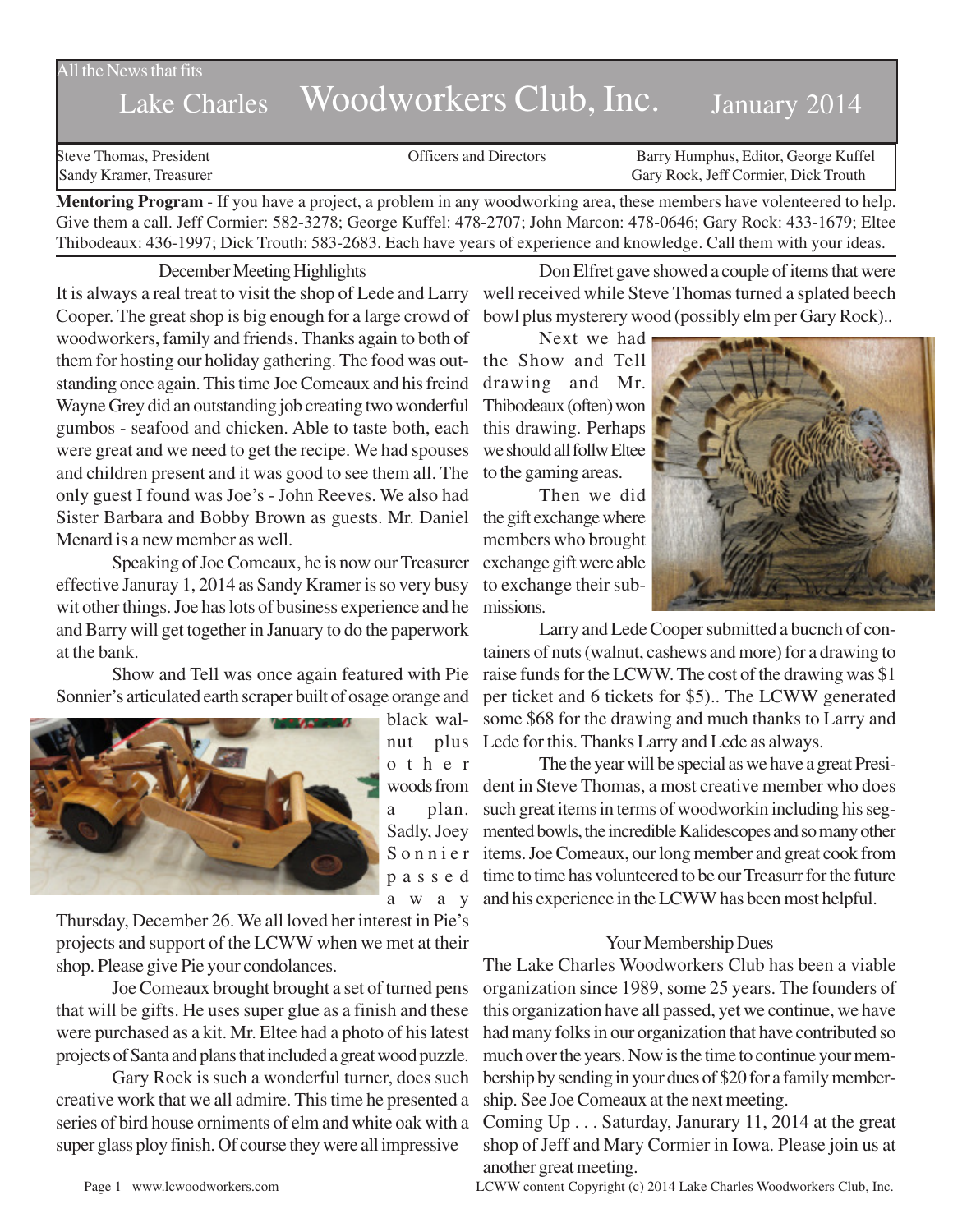All the News that fits

# Lake Charles Woodworkers Club, Inc. January 2014

Steve Thomas, President | Officers and Directors | Barry Humphus, Editor, George Kuffel
Sandy Kramer, Treasurer | | Gary Rock, Jeff Cormier, Dick Trouth

**Mentoring Program** - If you have a project, a problem in any woodworking area, these members have volenteered to help. Give them a call. Jeff Cormier: 582-3278; George Kuffel: 478-2707; John Marcon: 478-0646; Gary Rock: 433-1679; Eltee Thibodeaux: 436-1997; Dick Trouth: 583-2683. Each have years of experience and knowledge. Call them with your ideas.

## December Meeting Highlights

It is always a real treat to visit the shop of Lede and Larry Cooper. The great shop is big enough for a large crowd of woodworkers, family and friends. Thanks again to both of them for hosting our holiday gathering. The food was outstanding once again. This time Joe Comeaux and his freind Wayne Grey did an outstanding job creating two wonderful gumbos - seafood and chicken. Able to taste both, each were great and we need to get the recipe. We had spouses and children present and it was good to see them all. The only guest I found was Joe's - John Reeves. We also had Sister Barbara and Bobby Brown as guests. Mr. Daniel Menard is a new member as well.

Speaking of Joe Comeaux, he is now our Treasurer effective Januray 1, 2014 as Sandy Kramer is so very busy wit other things. Joe has lots of business experience and he and Barry will get together in January to do the paperwork at the bank.

Show and Tell was once again featured with Pie Sonnier's articulated earth scraper built of osage orange and black walnut plus other woods from a plan. Sadly, Joey Sonnier passed away Thursday, December 26. We all loved her interest in Pie's projects and support of the LCWW when we met at their shop. Please give Pie your condolances.

Joe Comeaux brought brought a set of turned pens that will be gifts. He uses super glue as a finish and these were purchased as a kit. Mr. Eltee had a photo of his latest projects of Santa and plans that included a great wood puzzle.

Gary Rock is such a wonderful turner, does such creative work that we all admire. This time he presented a series of bird house orniments of elm and white oak with a super glass ploy finish. Of course they were all impressive

Don Elfret gave showed a couple of items that were well received while Steve Thomas turned a splated beech bowl plus mysterery wood (possibly elm per Gary Rock)..

Next we had the Show and Tell drawing and Mr. Thibodeaux (often) won this drawing. Perhaps we should all follw Eltee to the gaming areas.

Then we did the gift exchange where members who brought exchange gift were able to exchange their submissions.

Larry and Lede Cooper submitted a bucnch of containers of nuts (walnut, cashews and more) for a drawing to raise funds for the LCWW. The cost of the drawing was $1 per ticket and 6 tickets for $5).. The LCWW generated some $68 for the drawing and much thanks to Larry and Lede for this. Thanks Larry and Lede as always.

The the year will be special as we have a great President in Steve Thomas, a most creative member who does such great items in terms of woodworkin including his segmented bowls, the incredible Kalidescopes and so many other items. Joe Comeaux, our long member and great cook from time to time has volunteered to be our Treasurr for the future and his experience in the LCWW has been most helpful.

## Your Membership Dues

The Lake Charles Woodworkers Club has been a viable organization since 1989, some 25 years. The founders of this organization have all passed, yet we continue, we have had many folks in our organization that have contributed so much over the years. Now is the time to continue your membership by sending in your dues of $20 for a family membership. See Joe Comeaux at the next meeting.

Coming Up . . . Saturday, Janurary 11, 2014 at the great shop of Jeff and Mary Cormier in Iowa. Please join us at another great meeting.

LCWW content Copyright (c) 2014 Lake Charles Woodworkers Club, Inc.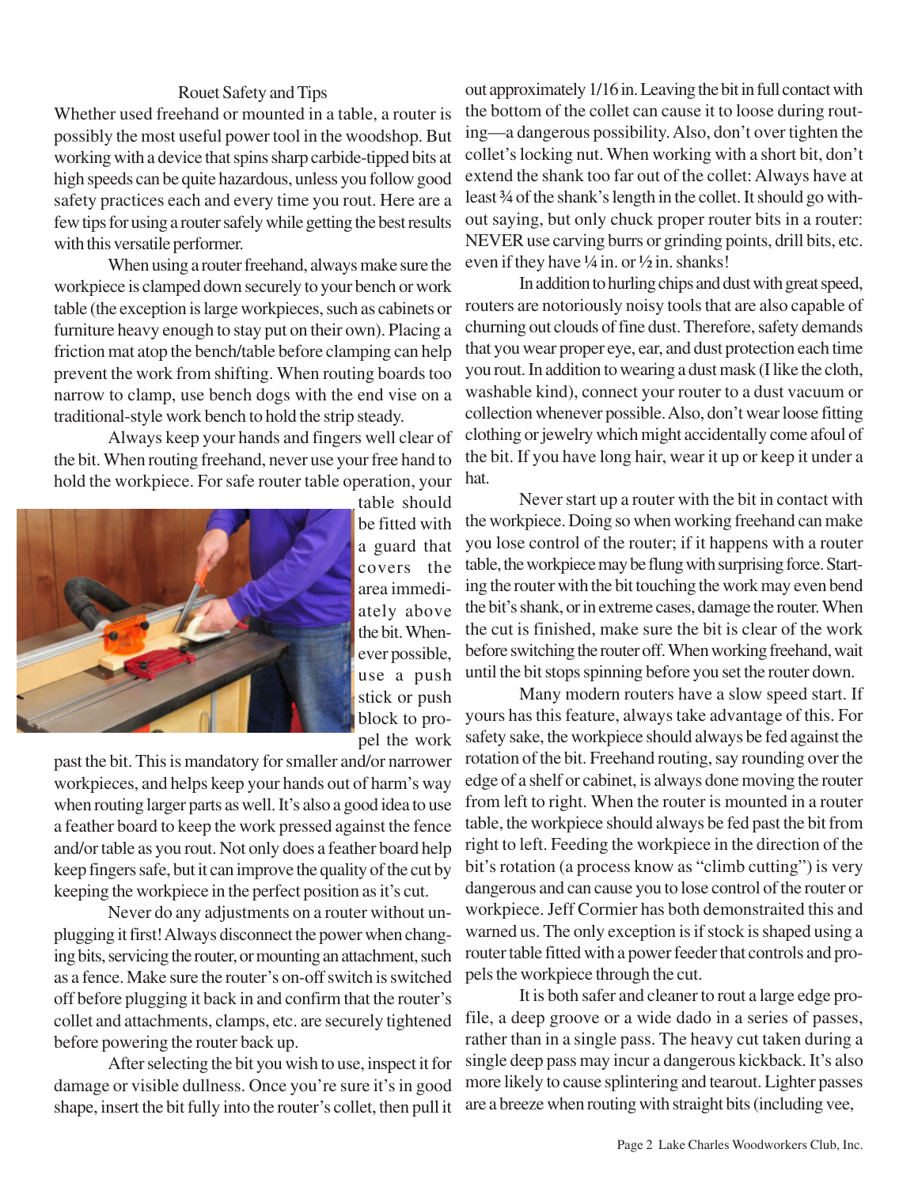## Rouet Safety and Tips

Whether used freehand or mounted in a table, a router is possibly the most useful power tool in the woodshop. But working with a device that spins sharp carbide-tipped bits at high speeds can be quite hazardous, unless you follow good safety practices each and every time you rout. Here are a few tips for using a router safely while getting the best results with this versatile performer.

When using a router freehand, always make sure the workpiece is clamped down securely to your bench or work table (the exception is large workpieces, such as cabinets or furniture heavy enough to stay put on their own). Placing a friction mat atop the bench/table before clamping can help prevent the work from shifting. When routing boards too narrow to clamp, use bench dogs with the end vise on a traditional-style work bench to hold the strip steady.

Always keep your hands and fingers well clear of the bit. When routing freehand, never use your free hand to hold the workpiece. For safe router table operation, your table should be fitted with a guard that covers the area immediately above the bit. Whenever possible, use a push stick or push block to propel the work past the bit. This is mandatory for smaller and/or narrower workpieces, and helps keep your hands out of harm's way when routing larger parts as well. It's also a good idea to use a feather board to keep the work pressed against the fence and/or table as you rout. Not only does a feather board help keep fingers safe, but it can improve the quality of the cut by keeping the workpiece in the perfect position as it's cut.

Never do any adjustments on a router without unplugging it first! Always disconnect the power when changing bits, servicing the router, or mounting an attachment, such as a fence. Make sure the router's on-off switch is switched off before plugging it back in and confirm that the router's collet and attachments, clamps, etc. are securely tightened before powering the router back up.

After selecting the bit you wish to use, inspect it for damage or visible dullness. Once you're sure it's in good shape, insert the bit fully into the router's collet, then pull it out approximately 1/16 in. Leaving the bit in full contact with the bottom of the collet can cause it to loose during routing—a dangerous possibility. Also, don't over tighten the collet's locking nut. When working with a short bit, don't extend the shank too far out of the collet: Always have at least ¾ of the shank's length in the collet. It should go without saying, but only chuck proper router bits in a router: NEVER use carving burrs or grinding points, drill bits, etc. even if they have ¼ in. or ½ in. shanks!

In addition to hurling chips and dust with great speed, routers are notoriously noisy tools that are also capable of churning out clouds of fine dust. Therefore, safety demands that you wear proper eye, ear, and dust protection each time you rout. In addition to wearing a dust mask (I like the cloth, washable kind), connect your router to a dust vacuum or collection whenever possible. Also, don't wear loose fitting clothing or jewelry which might accidentally come afoul of the bit. If you have long hair, wear it up or keep it under a hat.

Never start up a router with the bit in contact with the workpiece. Doing so when working freehand can make you lose control of the router; if it happens with a router table, the workpiece may be flung with surprising force. Starting the router with the bit touching the work may even bend the bit's shank, or in extreme cases, damage the router. When the cut is finished, make sure the bit is clear of the work before switching the router off. When working freehand, wait until the bit stops spinning before you set the router down.

Many modern routers have a slow speed start. If yours has this feature, always take advantage of this. For safety sake, the workpiece should always be fed against the rotation of the bit. Freehand routing, say rounding over the edge of a shelf or cabinet, is always done moving the router from left to right. When the router is mounted in a router table, the workpiece should always be fed past the bit from right to left. Feeding the workpiece in the direction of the bit's rotation (a process know as "climb cutting") is very dangerous and can cause you to lose control of the router or workpiece. Jeff Cormier has both demonstraited this and warned us. The only exception is if stock is shaped using a router table fitted with a power feeder that controls and propels the workpiece through the cut.

It is both safer and cleaner to rout a large edge profile, a deep groove or a wide dado in a series of passes, rather than in a single pass. The heavy cut taken during a single deep pass may incur a dangerous kickback. It's also more likely to cause splintering and tearout. Lighter passes are a breeze when routing with straight bits (including vee,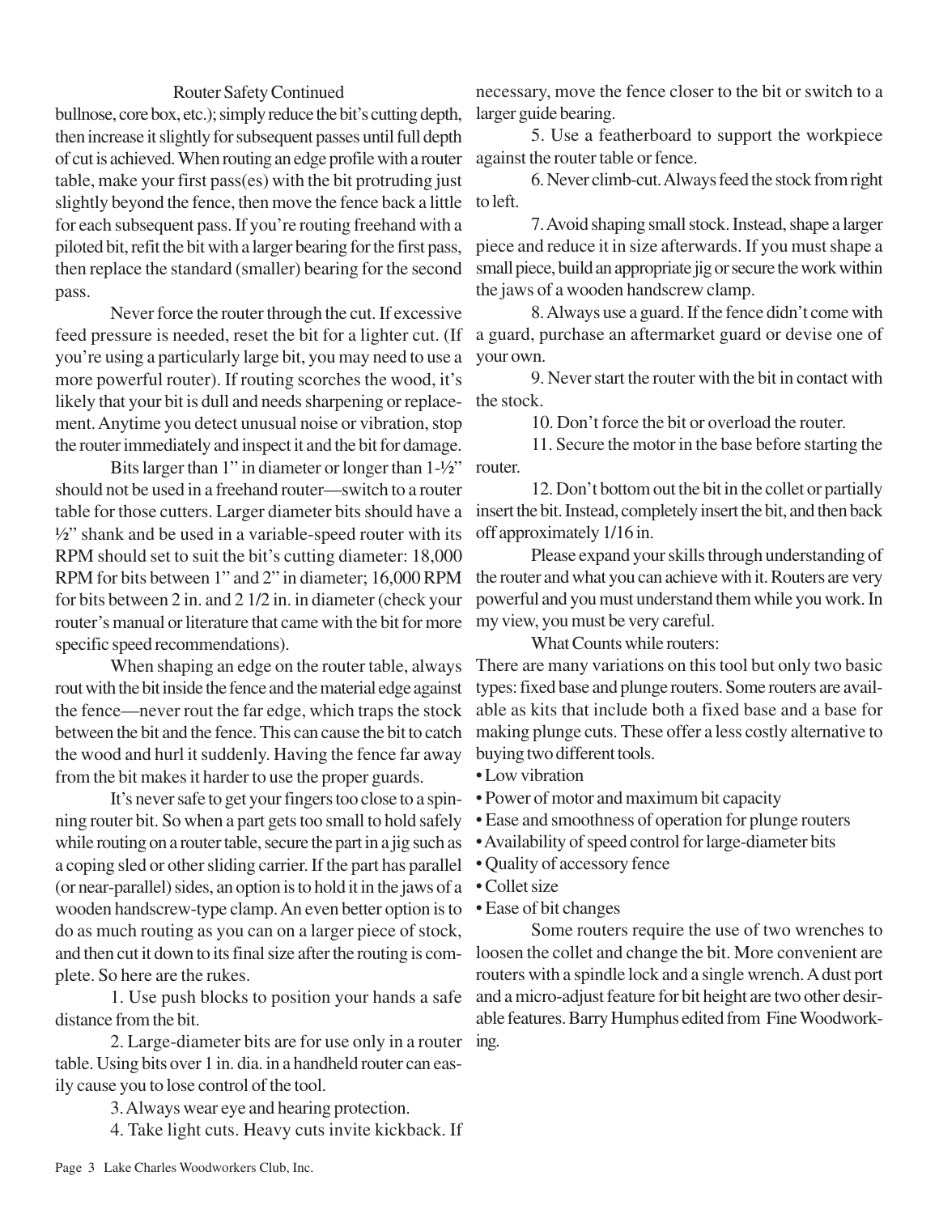Router Safety Continued

bullnose, core box, etc.); simply reduce the bit's cutting depth, then increase it slightly for subsequent passes until full depth of cut is achieved. When routing an edge profile with a router table, make your first pass(es) with the bit protruding just slightly beyond the fence, then move the fence back a little for each subsequent pass. If you're routing freehand with a piloted bit, refit the bit with a larger bearing for the first pass, then replace the standard (smaller) bearing for the second pass.

Never force the router through the cut. If excessive feed pressure is needed, reset the bit for a lighter cut. (If you're using a particularly large bit, you may need to use a more powerful router). If routing scorches the wood, it's likely that your bit is dull and needs sharpening or replacement. Anytime you detect unusual noise or vibration, stop the router immediately and inspect it and the bit for damage.

Bits larger than 1" in diameter or longer than 1-½" should not be used in a freehand router—switch to a router table for those cutters. Larger diameter bits should have a ½" shank and be used in a variable-speed router with its RPM should set to suit the bit's cutting diameter: 18,000 RPM for bits between 1" and 2" in diameter; 16,000 RPM for bits between 2 in. and 2 1/2 in. in diameter (check your router's manual or literature that came with the bit for more specific speed recommendations).

When shaping an edge on the router table, always rout with the bit inside the fence and the material edge against the fence—never rout the far edge, which traps the stock between the bit and the fence. This can cause the bit to catch the wood and hurl it suddenly. Having the fence far away from the bit makes it harder to use the proper guards.

It's never safe to get your fingers too close to a spinning router bit. So when a part gets too small to hold safely while routing on a router table, secure the part in a jig such as a coping sled or other sliding carrier. If the part has parallel (or near-parallel) sides, an option is to hold it in the jaws of a wooden handscrew-type clamp. An even better option is to do as much routing as you can on a larger piece of stock, and then cut it down to its final size after the routing is complete. So here are the rukes.

1. Use push blocks to position your hands a safe distance from the bit.

2. Large-diameter bits are for use only in a router table. Using bits over 1 in. dia. in a handheld router can easily cause you to lose control of the tool.

3. Always wear eye and hearing protection.

4. Take light cuts. Heavy cuts invite kickback. If necessary, move the fence closer to the bit or switch to a larger guide bearing.

5. Use a featherboard to support the workpiece against the router table or fence.

6. Never climb-cut. Always feed the stock from right to left.

7. Avoid shaping small stock. Instead, shape a larger piece and reduce it in size afterwards. If you must shape a small piece, build an appropriate jig or secure the work within the jaws of a wooden handscrew clamp.

8. Always use a guard. If the fence didn't come with a guard, purchase an aftermarket guard or devise one of your own.

9. Never start the router with the bit in contact with the stock.

10. Don't force the bit or overload the router.

11. Secure the motor in the base before starting the router.

12. Don't bottom out the bit in the collet or partially insert the bit. Instead, completely insert the bit, and then back off approximately 1/16 in.

Please expand your skills through understanding of the router and what you can achieve with it. Routers are very powerful and you must understand them while you work. In my view, you must be very careful.

What Counts while routers:

There are many variations on this tool but only two basic types: fixed base and plunge routers. Some routers are available as kits that include both a fixed base and a base for making plunge cuts. These offer a less costly alternative to buying two different tools.

- Low vibration
- Power of motor and maximum bit capacity
- Ease and smoothness of operation for plunge routers
- Availability of speed control for large-diameter bits
- Quality of accessory fence
- Collet size
- Ease of bit changes

Some routers require the use of two wrenches to loosen the collet and change the bit. More convenient are routers with a spindle lock and a single wrench. A dust port and a micro-adjust feature for bit height are two other desirable features. Barry Humphus edited from Fine Woodworking.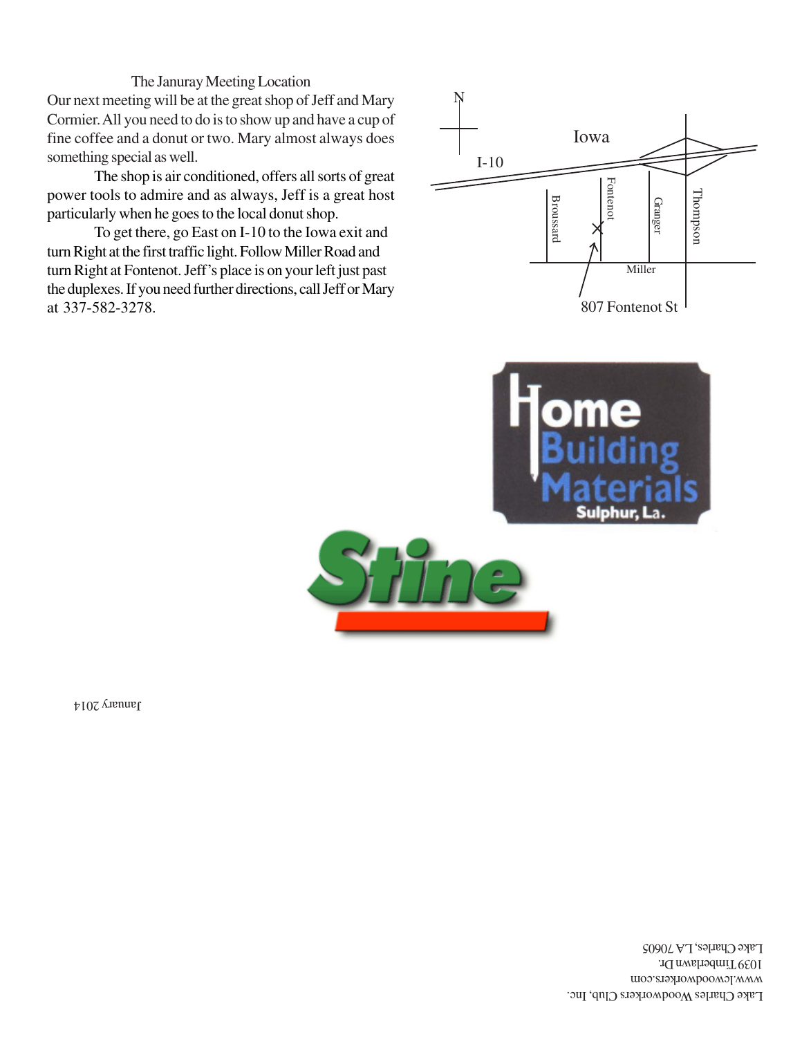The Januray Meeting Location

Our next meeting will be at the great shop of Jeff and Mary Cormier. All you need to do is to show up and have a cup of fine coffee and a donut or two. Mary almost always does something special as well.

The shop is air conditioned, offers all sorts of great power tools to admire and as always, Jeff is a great host particularly when he goes to the local donut shop.

To get there, go East on I-10 to the Iowa exit and turn Right at the first traffic light. Follow Miller Road and turn Right at Fontenot. Jeff's place is on your left just past the duplexes. If you need further directions, call Jeff or Mary at 337-582-3278.

N
Iowa
I-10
Broussard
Fontenot
Granger
Thompson
Miller
807 Fontenot St

Home Building Materials
Sulphur, La.

Stine

January 2014

Lake Charles Woodworkers Club, Inc.
www.lcwoodworkers.com
1039 Timberlawn Dr.
Lake Charles, LA 70605